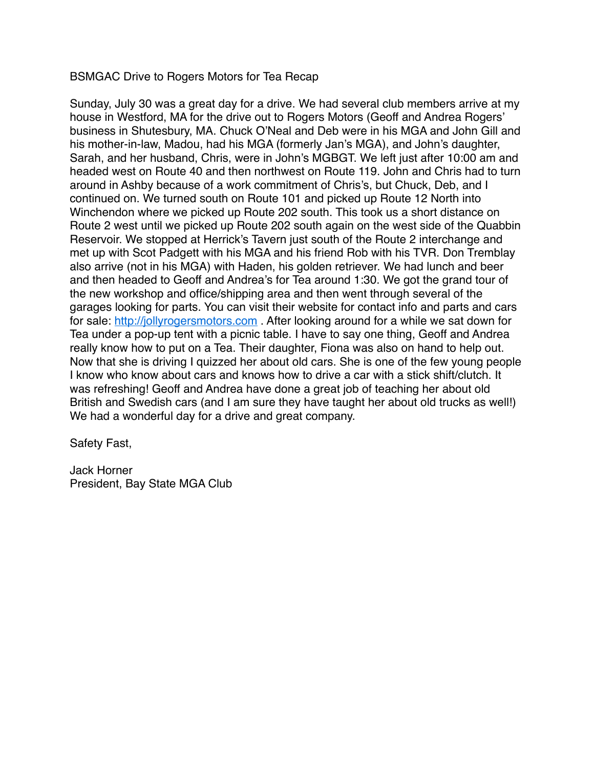BSMGAC Drive to Rogers Motors for Tea Recap

Sunday, July 30 was a great day for a drive. We had several club members arrive at my house in Westford, MA for the drive out to Rogers Motors (Geoff and Andrea Rogers' business in Shutesbury, MA. Chuck O'Neal and Deb were in his MGA and John Gill and his mother-in-law, Madou, had his MGA (formerly Jan's MGA), and John's daughter, Sarah, and her husband, Chris, were in John's MGBGT. We left just after 10:00 am and headed west on Route 40 and then northwest on Route 119. John and Chris had to turn around in Ashby because of a work commitment of Chris's, but Chuck, Deb, and I continued on. We turned south on Route 101 and picked up Route 12 North into Winchendon where we picked up Route 202 south. This took us a short distance on Route 2 west until we picked up Route 202 south again on the west side of the Quabbin Reservoir. We stopped at Herrick's Tavern just south of the Route 2 interchange and met up with Scot Padgett with his MGA and his friend Rob with his TVR. Don Tremblay also arrive (not in his MGA) with Haden, his golden retriever. We had lunch and beer and then headed to Geoff and Andrea's for Tea around 1:30. We got the grand tour of the new workshop and office/shipping area and then went through several of the garages looking for parts. You can visit their website for contact info and parts and cars for sale: [http://jollyrogersmotors.com](http://jollyrogersmotors.com) . After looking around for a while we sat down for Tea under a pop-up tent with a picnic table. I have to say one thing, Geoff and Andrea really know how to put on a Tea. Their daughter, Fiona was also on hand to help out. Now that she is driving I quizzed her about old cars. She is one of the few young people I know who know about cars and knows how to drive a car with a stick shift/clutch. It was refreshing! Geoff and Andrea have done a great job of teaching her about old British and Swedish cars (and I am sure they have taught her about old trucks as well!) We had a wonderful day for a drive and great company.

Safety Fast,

Jack Horner
President, Bay State MGA Club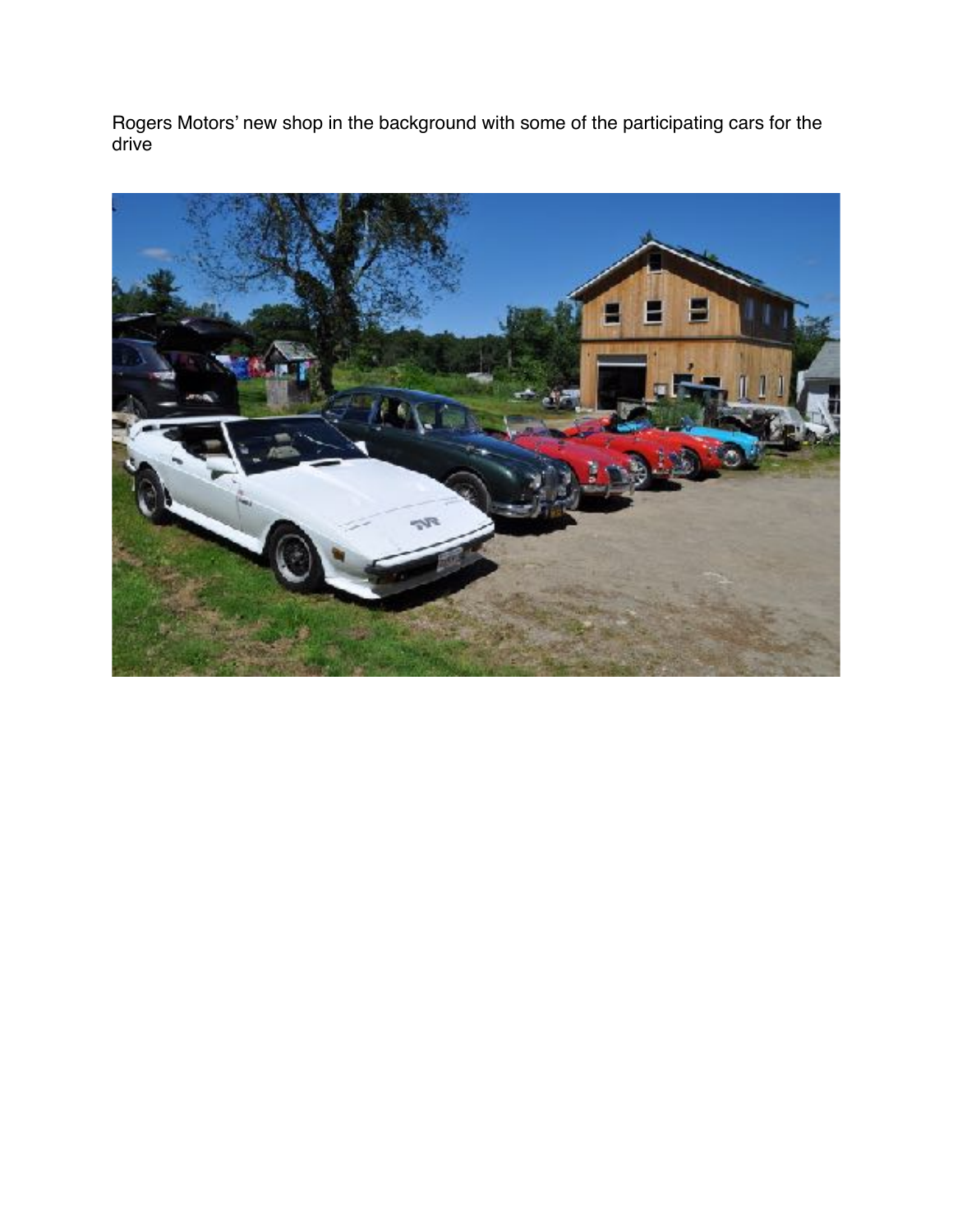Rogers Motors' new shop in the background with some of the participating cars for the drive